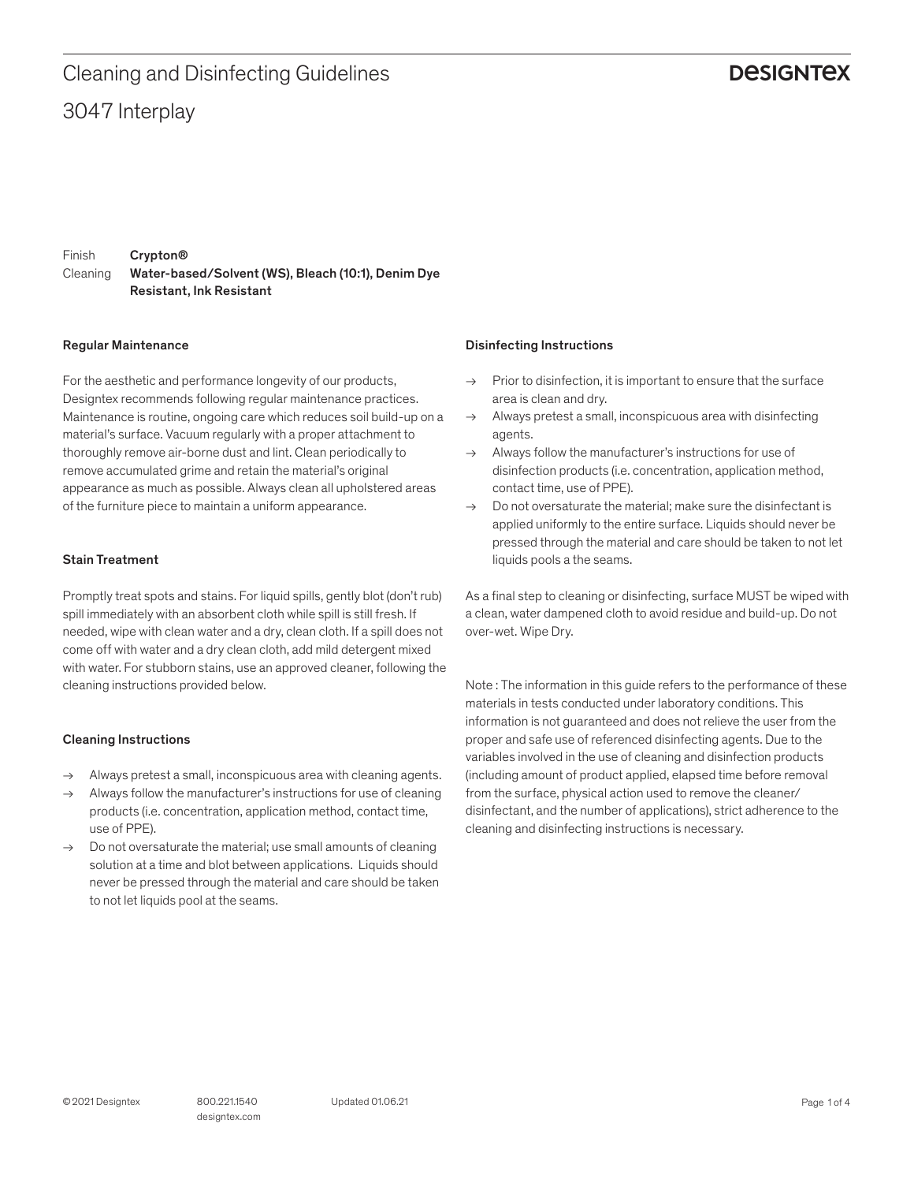# Cleaning and Disinfecting Guidelines

## 3047 Interplay

DESIGNTEX

Finish **Crypton®**
Cleaning **Water-based/Solvent (WS), Bleach (10:1), Denim Dye Resistant, Ink Resistant**

### Regular Maintenance

For the aesthetic and performance longevity of our products, Designtex recommends following regular maintenance practices. Maintenance is routine, ongoing care which reduces soil build-up on a material's surface. Vacuum regularly with a proper attachment to thoroughly remove air-borne dust and lint. Clean periodically to remove accumulated grime and retain the material's original appearance as much as possible. Always clean all upholstered areas of the furniture piece to maintain a uniform appearance.

### Stain Treatment

Promptly treat spots and stains. For liquid spills, gently blot (don't rub) spill immediately with an absorbent cloth while spill is still fresh. If needed, wipe with clean water and a dry, clean cloth. If a spill does not come off with water and a dry clean cloth, add mild detergent mixed with water. For stubborn stains, use an approved cleaner, following the cleaning instructions provided below.

### Cleaning Instructions

→ Always pretest a small, inconspicuous area with cleaning agents.
→ Always follow the manufacturer's instructions for use of cleaning products (i.e. concentration, application method, contact time, use of PPE).
→ Do not oversaturate the material; use small amounts of cleaning solution at a time and blot between applications. Liquids should never be pressed through the material and care should be taken to not let liquids pool at the seams.

### Disinfecting Instructions

→ Prior to disinfection, it is important to ensure that the surface area is clean and dry.
→ Always pretest a small, inconspicuous area with disinfecting agents.
→ Always follow the manufacturer's instructions for use of disinfection products (i.e. concentration, application method, contact time, use of PPE).
→ Do not oversaturate the material; make sure the disinfectant is applied uniformly to the entire surface. Liquids should never be pressed through the material and care should be taken to not let liquids pools a the seams.

As a final step to cleaning or disinfecting, surface MUST be wiped with a clean, water dampened cloth to avoid residue and build-up. Do not over-wet. Wipe Dry.

Note : The information in this guide refers to the performance of these materials in tests conducted under laboratory conditions. This information is not guaranteed and does not relieve the user from the proper and safe use of referenced disinfecting agents. Due to the variables involved in the use of cleaning and disinfection products (including amount of product applied, elapsed time before removal from the surface, physical action used to remove the cleaner/ disinfectant, and the number of applications), strict adherence to the cleaning and disinfecting instructions is necessary.

© 2021 Designtex 800.221.1540 designtex.com Updated 01.06.21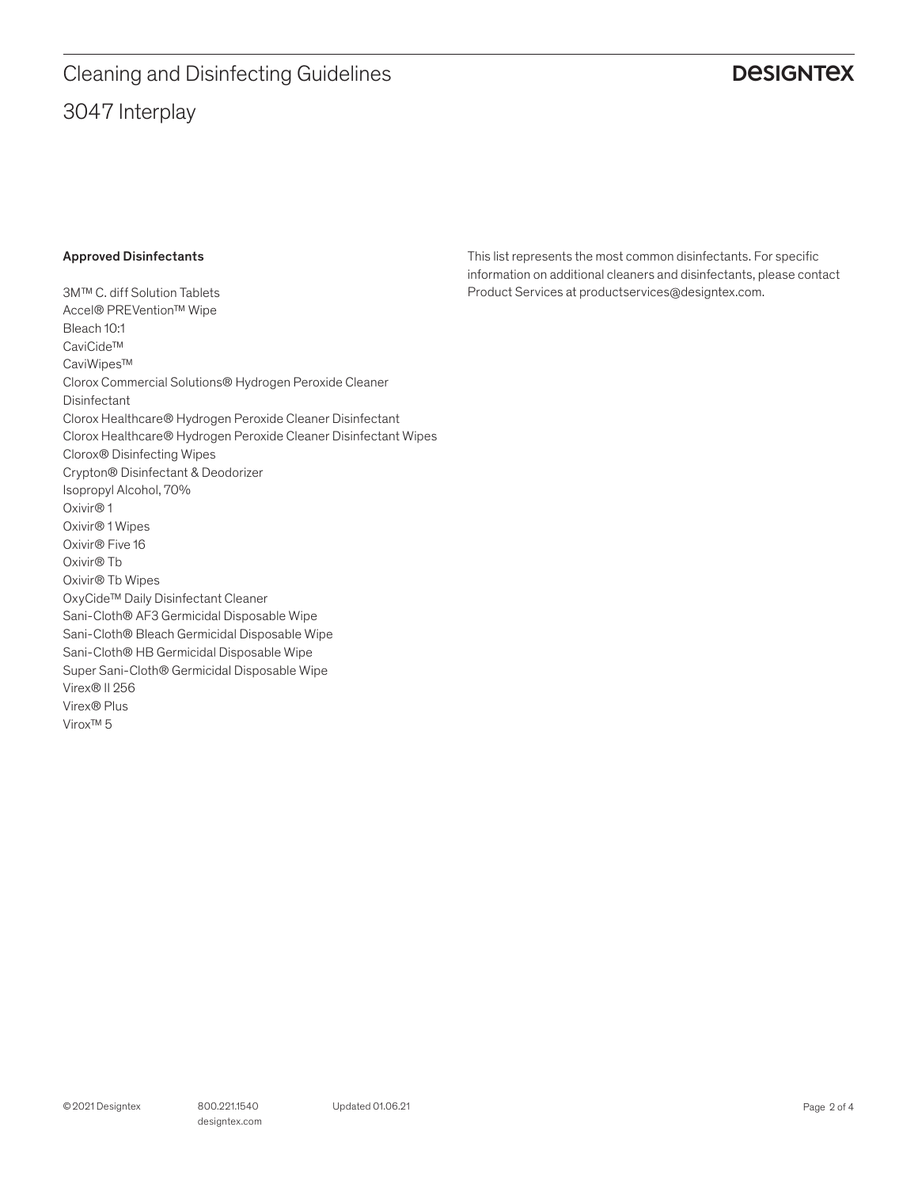# Cleaning and Disinfecting Guidelines

## 3047 Interplay

**Approved Disinfectants**

3M™ C. diff Solution Tablets
Accel® PREVention™ Wipe
Bleach 10:1
CaviCide™
CaviWipes™
Clorox Commercial Solutions® Hydrogen Peroxide Cleaner Disinfectant
Clorox Healthcare® Hydrogen Peroxide Cleaner Disinfectant
Clorox Healthcare® Hydrogen Peroxide Cleaner Disinfectant Wipes
Clorox® Disinfecting Wipes
Crypton® Disinfectant & Deodorizer
Isopropyl Alcohol, 70%
Oxivir® 1
Oxivir® 1 Wipes
Oxivir® Five 16
Oxivir® Tb
Oxivir® Tb Wipes
OxyCide™ Daily Disinfectant Cleaner
Sani-Cloth® AF3 Germicidal Disposable Wipe
Sani-Cloth® Bleach Germicidal Disposable Wipe
Sani-Cloth® HB Germicidal Disposable Wipe
Super Sani-Cloth® Germicidal Disposable Wipe
Virex® II 256
Virex® Plus
Virox™ 5

This list represents the most common disinfectants. For specific information on additional cleaners and disinfectants, please contact Product Services at productservices@designtex.com.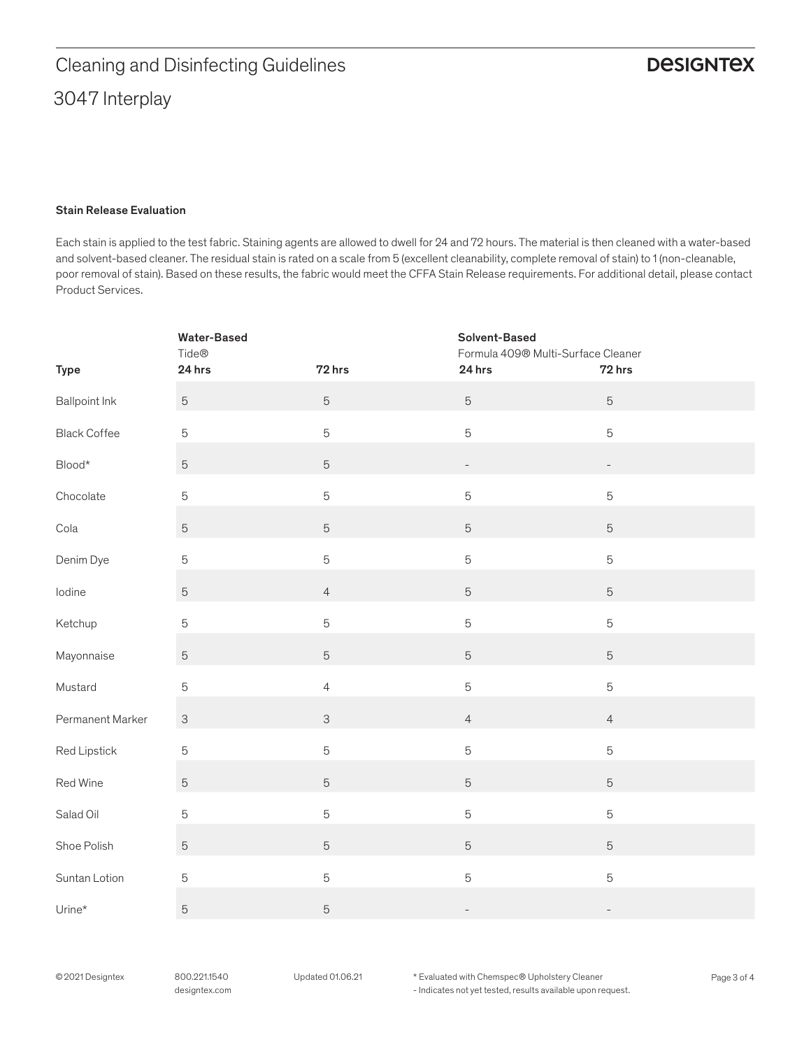# Cleaning and Disinfecting Guidelines

## 3047 Interplay

### Stain Release Evaluation

Each stain is applied to the test fabric. Staining agents are allowed to dwell for 24 and 72 hours. The material is then cleaned with a water-based and solvent-based cleaner. The residual stain is rated on a scale from 5 (excellent cleanability, complete removal of stain) to 1 (non-cleanable, poor removal of stain). Based on these results, the fabric would meet the CFFA Stain Release requirements. For additional detail, please contact Product Services.

| | **Water-Based** Tide® | | **Solvent-Based** Formula 409® Multi-Surface Cleaner | |
|---|---|---|---|---|
| **Type** | **24 hrs** | **72 hrs** | **24 hrs** | **72 hrs** |
| Ballpoint Ink | 5 | 5 | 5 | 5 |
| Black Coffee | 5 | 5 | 5 | 5 |
| Blood* | 5 | 5 | - | - |
| Chocolate | 5 | 5 | 5 | 5 |
| Cola | 5 | 5 | 5 | 5 |
| Denim Dye | 5 | 5 | 5 | 5 |
| Iodine | 5 | 4 | 5 | 5 |
| Ketchup | 5 | 5 | 5 | 5 |
| Mayonnaise | 5 | 5 | 5 | 5 |
| Mustard | 5 | 4 | 5 | 5 |
| Permanent Marker | 3 | 3 | 4 | 4 |
| Red Lipstick | 5 | 5 | 5 | 5 |
| Red Wine | 5 | 5 | 5 | 5 |
| Salad Oil | 5 | 5 | 5 | 5 |
| Shoe Polish | 5 | 5 | 5 | 5 |
| Suntan Lotion | 5 | 5 | 5 | 5 |
| Urine* | 5 | 5 | - | - |

* Evaluated with Chemspec® Upholstery Cleaner

- Indicates not yet tested, results available upon request.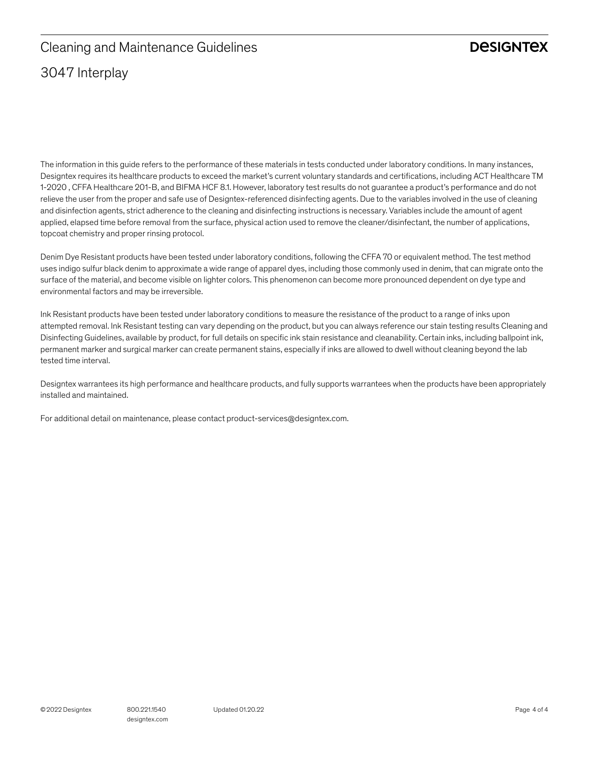The information in this guide refers to the performance of these materials in tests conducted under laboratory conditions. In many instances, Designtex requires its healthcare products to exceed the market's current voluntary standards and certifications, including ACT Healthcare TM 1-2020 , CFFA Healthcare 201-B, and BIFMA HCF 8.1. However, laboratory test results do not guarantee a product's performance and do not relieve the user from the proper and safe use of Designtex-referenced disinfecting agents. Due to the variables involved in the use of cleaning and disinfection agents, strict adherence to the cleaning and disinfecting instructions is necessary. Variables include the amount of agent applied, elapsed time before removal from the surface, physical action used to remove the cleaner/disinfectant, the number of applications, topcoat chemistry and proper rinsing protocol.

Denim Dye Resistant products have been tested under laboratory conditions, following the CFFA 70 or equivalent method. The test method uses indigo sulfur black denim to approximate a wide range of apparel dyes, including those commonly used in denim, that can migrate onto the surface of the material, and become visible on lighter colors. This phenomenon can become more pronounced dependent on dye type and environmental factors and may be irreversible.

Ink Resistant products have been tested under laboratory conditions to measure the resistance of the product to a range of inks upon attempted removal. Ink Resistant testing can vary depending on the product, but you can always reference our stain testing results Cleaning and Disinfecting Guidelines, available by product, for full details on specific ink stain resistance and cleanability. Certain inks, including ballpoint ink, permanent marker and surgical marker can create permanent stains, especially if inks are allowed to dwell without cleaning beyond the lab tested time interval.

Designtex warrantees its high performance and healthcare products, and fully supports warrantees when the products have been appropriately installed and maintained.

For additional detail on maintenance, please contact product-services@designtex.com.